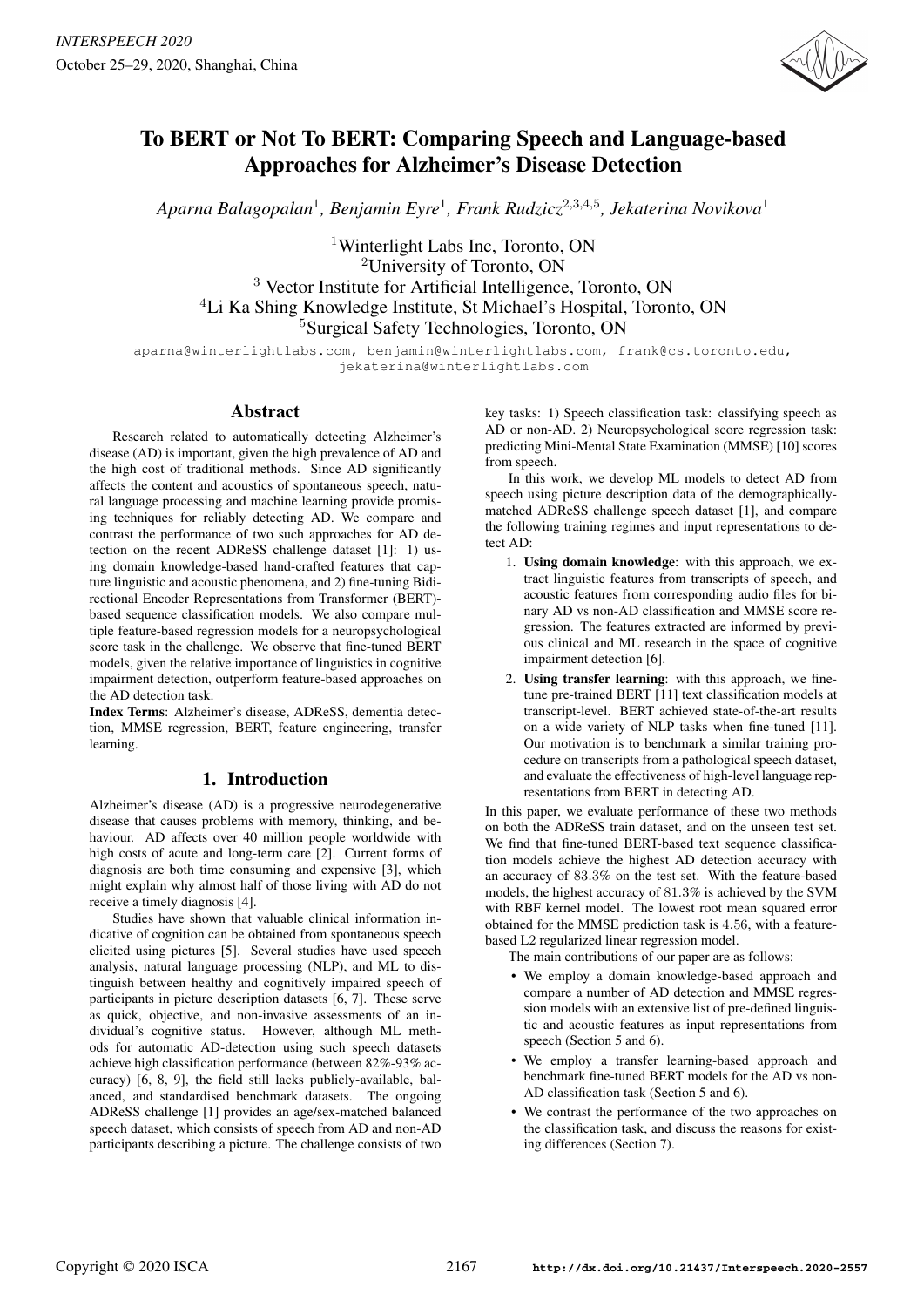# To BERT or Not To BERT: Comparing Speech and Language-based Approaches for Alzheimer's Disease Detection

*Aparna Balagopalan*[1], *Benjamin Eyre*[1], *Frank Rudzicz*[2,3,4,5], *Jekaterina Novikova*[1]

[1]Winterlight Labs Inc, Toronto, ON
[2]University of Toronto, ON
[3] Vector Institute for Artificial Intelligence, Toronto, ON
[4]Li Ka Shing Knowledge Institute, St Michael's Hospital, Toronto, ON
[5]Surgical Safety Technologies, Toronto, ON

aparna@winterlightlabs.com, benjamin@winterlightlabs.com, frank@cs.toronto.edu, jekaterina@winterlightlabs.com

## Abstract

Research related to automatically detecting Alzheimer's disease (AD) is important, given the high prevalence of AD and the high cost of traditional methods. Since AD significantly affects the content and acoustics of spontaneous speech, natural language processing and machine learning provide promising techniques for reliably detecting AD. We compare and contrast the performance of two such approaches for AD detection on the recent ADReSS challenge dataset [1]: 1) using domain knowledge-based hand-crafted features that capture linguistic and acoustic phenomena, and 2) fine-tuning Bidirectional Encoder Representations from Transformer (BERT)-based sequence classification models. We also compare multiple feature-based regression models for a neuropsychological score task in the challenge. We observe that fine-tuned BERT models, given the relative importance of linguistics in cognitive impairment detection, outperform feature-based approaches on the AD detection task.

**Index Terms**: Alzheimer's disease, ADReSS, dementia detection, MMSE regression, BERT, feature engineering, transfer learning.

## 1. Introduction

Alzheimer's disease (AD) is a progressive neurodegenerative disease that causes problems with memory, thinking, and behaviour. AD affects over 40 million people worldwide with high costs of acute and long-term care [2]. Current forms of diagnosis are both time consuming and expensive [3], which might explain why almost half of those living with AD do not receive a timely diagnosis [4].

Studies have shown that valuable clinical information indicative of cognition can be obtained from spontaneous speech elicited using pictures [5]. Several studies have used speech analysis, natural language processing (NLP), and ML to distinguish between healthy and cognitively impaired speech of participants in picture description datasets [6, 7]. These serve as quick, objective, and non-invasive assessments of an individual's cognitive status. However, although ML methods for automatic AD-detection using such speech datasets achieve high classification performance (between 82%-93% accuracy) [6, 8, 9], the field still lacks publicly-available, balanced, and standardised benchmark datasets. The ongoing ADReSS challenge [1] provides an age/sex-matched balanced speech dataset, which consists of speech from AD and non-AD participants describing a picture. The challenge consists of two key tasks: 1) Speech classification task: classifying speech as AD or non-AD. 2) Neuropsychological score regression task: predicting Mini-Mental State Examination (MMSE) [10] scores from speech.

In this work, we develop ML models to detect AD from speech using picture description data of the demographically-matched ADReSS challenge speech dataset [1], and compare the following training regimes and input representations to detect AD:

1. **Using domain knowledge**: with this approach, we extract linguistic features from transcripts of speech, and acoustic features from corresponding audio files for binary AD vs non-AD classification and MMSE score regression. The features extracted are informed by previous clinical and ML research in the space of cognitive impairment detection [6].
2. **Using transfer learning**: with this approach, we fine-tune pre-trained BERT [11] text classification models at transcript-level. BERT achieved state-of-the-art results on a wide variety of NLP tasks when fine-tuned [11]. Our motivation is to benchmark a similar training procedure on transcripts from a pathological speech dataset, and evaluate the effectiveness of high-level language representations from BERT in detecting AD.

In this paper, we evaluate performance of these two methods on both the ADReSS train dataset, and on the unseen test set. We find that fine-tuned BERT-based text sequence classification models achieve the highest AD detection accuracy with an accuracy of 83.3% on the test set. With the feature-based models, the highest accuracy of 81.3% is achieved by the SVM with RBF kernel model. The lowest root mean squared error obtained for the MMSE prediction task is 4.56, with a feature-based L2 regularized linear regression model.

The main contributions of our paper are as follows:

- We employ a domain knowledge-based approach and compare a number of AD detection and MMSE regression models with an extensive list of pre-defined linguistic and acoustic features as input representations from speech (Section 5 and 6).
- We employ a transfer learning-based approach and benchmark fine-tuned BERT models for the AD vs non-AD classification task (Section 5 and 6).
- We contrast the performance of the two approaches on the classification task, and discuss the reasons for existing differences (Section 7).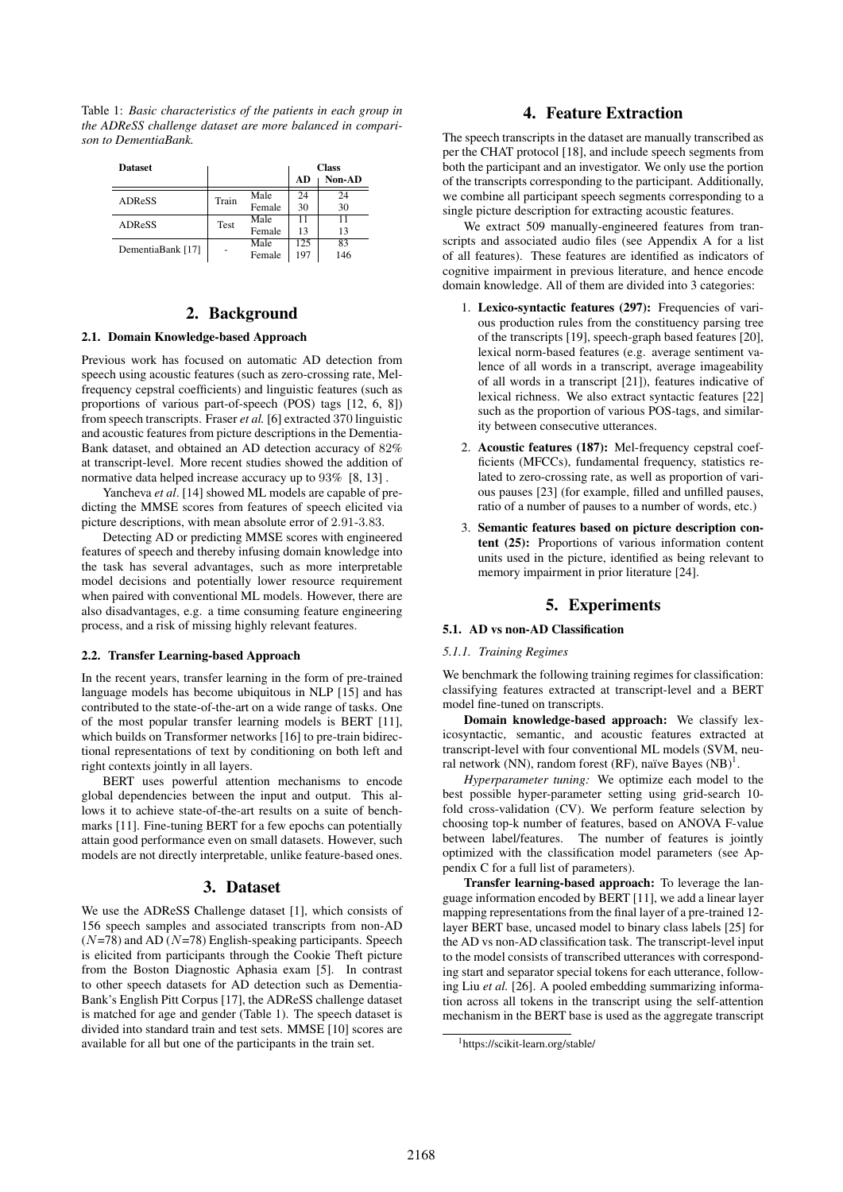Table 1: *Basic characteristics of the patients in each group in the ADReSS challenge dataset are more balanced in comparison to DementiaBank.*

| Dataset | | | Class | |
|---|---|---|---|---|
| | | | AD | Non-AD |
| ADReSS | Train | Male | 24 | 24 |
| | | Female | 30 | 30 |
| ADReSS | Test | Male | 11 | 11 |
| | | Female | 13 | 13 |
| DementiaBank [17] | - | Male | 125 | 83 |
| | | Female | 197 | 146 |

## 2. Background

### 2.1. Domain Knowledge-based Approach

Previous work has focused on automatic AD detection from speech using acoustic features (such as zero-crossing rate, Mel-frequency cepstral coefficients) and linguistic features (such as proportions of various part-of-speech (POS) tags [12, 6, 8]) from speech transcripts. Fraser *et al.* [6] extracted 370 linguistic and acoustic features from picture descriptions in the DementiaBank dataset, and obtained an AD detection accuracy of 82% at transcript-level. More recent studies showed the addition of normative data helped increase accuracy up to 93% [8, 13].

Yancheva *et al*. [14] showed ML models are capable of predicting the MMSE scores from features of speech elicited via picture descriptions, with mean absolute error of 2.91-3.83.

Detecting AD or predicting MMSE scores with engineered features of speech and thereby infusing domain knowledge into the task has several advantages, such as more interpretable model decisions and potentially lower resource requirement when paired with conventional ML models. However, there are also disadvantages, e.g. a time consuming feature engineering process, and a risk of missing highly relevant features.

### 2.2. Transfer Learning-based Approach

In the recent years, transfer learning in the form of pre-trained language models has become ubiquitous in NLP [15] and has contributed to the state-of-the-art on a wide range of tasks. One of the most popular transfer learning models is BERT [11], which builds on Transformer networks [16] to pre-train bidirectional representations of text by conditioning on both left and right contexts jointly in all layers.

BERT uses powerful attention mechanisms to encode global dependencies between the input and output. This allows it to achieve state-of-the-art results on a suite of benchmarks [11]. Fine-tuning BERT for a few epochs can potentially attain good performance even on small datasets. However, such models are not directly interpretable, unlike feature-based ones.

## 3. Dataset

We use the ADReSS Challenge dataset [1], which consists of 156 speech samples and associated transcripts from non-AD ($N$=78) and AD ($N$=78) English-speaking participants. Speech is elicited from participants through the Cookie Theft picture from the Boston Diagnostic Aphasia exam [5]. In contrast to other speech datasets for AD detection such as DementiaBank's English Pitt Corpus [17], the ADReSS challenge dataset is matched for age and gender (Table 1). The speech dataset is divided into standard train and test sets. MMSE [10] scores are available for all but one of the participants in the train set.

## 4. Feature Extraction

The speech transcripts in the dataset are manually transcribed as per the CHAT protocol [18], and include speech segments from both the participant and an investigator. We only use the portion of the transcripts corresponding to the participant. Additionally, we combine all participant speech segments corresponding to a single picture description for extracting acoustic features.

We extract 509 manually-engineered features from transcripts and associated audio files (see Appendix A for a list of all features). These features are identified as indicators of cognitive impairment in previous literature, and hence encode domain knowledge. All of them are divided into 3 categories:

1. **Lexico-syntactic features (297):** Frequencies of various production rules from the constituency parsing tree of the transcripts [19], speech-graph based features [20], lexical norm-based features (e.g. average sentiment valence of all words in a transcript, average imageability of all words in a transcript [21]), features indicative of lexical richness. We also extract syntactic features [22] such as the proportion of various POS-tags, and similarity between consecutive utterances.
2. **Acoustic features (187):** Mel-frequency cepstral coefficients (MFCCs), fundamental frequency, statistics related to zero-crossing rate, as well as proportion of various pauses [23] (for example, filled and unfilled pauses, ratio of a number of pauses to a number of words, etc.)
3. **Semantic features based on picture description content (25):** Proportions of various information content units used in the picture, identified as being relevant to memory impairment in prior literature [24].

## 5. Experiments

### 5.1. AD vs non-AD Classification

#### 5.1.1. Training Regimes

We benchmark the following training regimes for classification: classifying features extracted at transcript-level and a BERT model fine-tuned on transcripts.

**Domain knowledge-based approach:** We classify lexicosyntactic, semantic, and acoustic features extracted at transcript-level with four conventional ML models (SVM, neural network (NN), random forest (RF), naïve Bayes (NB)[1].

*Hyperparameter tuning:* We optimize each model to the best possible hyper-parameter setting using grid-search 10-fold cross-validation (CV). We perform feature selection by choosing top-k number of features, based on ANOVA F-value between label/features. The number of features is jointly optimized with the classification model parameters (see Appendix C for a full list of parameters).

**Transfer learning-based approach:** To leverage the language information encoded by BERT [11], we add a linear layer mapping representations from the final layer of a pre-trained 12-layer BERT base, uncased model to binary class labels [25] for the AD vs non-AD classification task. The transcript-level input to the model consists of transcribed utterances with corresponding start and separator special tokens for each utterance, following Liu *et al.* [26]. A pooled embedding summarizing information across all tokens in the transcript using the self-attention mechanism in the BERT base is used as the aggregate transcript

[1]https://scikit-learn.org/stable/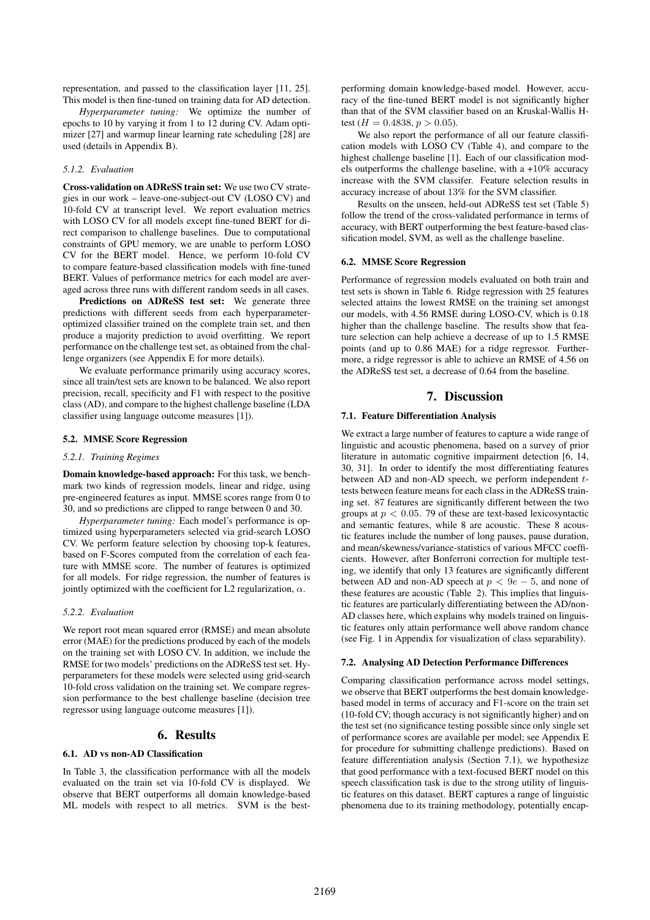representation, and passed to the classification layer [11, 25]. This model is then fine-tuned on training data for AD detection.

*Hyperparameter tuning:* We optimize the number of epochs to 10 by varying it from 1 to 12 during CV. Adam optimizer [27] and warmup linear learning rate scheduling [28] are used (details in Appendix B).

#### 5.1.2. Evaluation

**Cross-validation on ADReSS train set:** We use two CV strategies in our work – leave-one-subject-out CV (LOSO CV) and 10-fold CV at transcript level. We report evaluation metrics with LOSO CV for all models except fine-tuned BERT for direct comparison to challenge baselines. Due to computational constraints of GPU memory, we are unable to perform LOSO CV for the BERT model. Hence, we perform 10-fold CV to compare feature-based classification models with fine-tuned BERT. Values of performance metrics for each model are averaged across three runs with different random seeds in all cases.

**Predictions on ADReSS test set:** We generate three predictions with different seeds from each hyperparameter-optimized classifier trained on the complete train set, and then produce a majority prediction to avoid overfitting. We report performance on the challenge test set, as obtained from the challenge organizers (see Appendix E for more details).

We evaluate performance primarily using accuracy scores, since all train/test sets are known to be balanced. We also report precision, recall, specificity and F1 with respect to the positive class (AD), and compare to the highest challenge baseline (LDA classifier using language outcome measures [1]).

### 5.2. MMSE Score Regression

#### 5.2.1. Training Regimes

**Domain knowledge-based approach:** For this task, we benchmark two kinds of regression models, linear and ridge, using pre-engineered features as input. MMSE scores range from 0 to 30, and so predictions are clipped to range between 0 and 30.

*Hyperparameter tuning:* Each model's performance is optimized using hyperparameters selected via grid-search LOSO CV. We perform feature selection by choosing top-k features, based on F-Scores computed from the correlation of each feature with MMSE score. The number of features is optimized for all models. For ridge regression, the number of features is jointly optimized with the coefficient for L2 regularization, $\alpha$.

#### 5.2.2. Evaluation

We report root mean squared error (RMSE) and mean absolute error (MAE) for the predictions produced by each of the models on the training set with LOSO CV. In addition, we include the RMSE for two models' predictions on the ADReSS test set. Hyperparameters for these models were selected using grid-search 10-fold cross validation on the training set. We compare regression performance to the best challenge baseline (decision tree regressor using language outcome measures [1]).

## 6. Results

### 6.1. AD vs non-AD Classification

In Table 3, the classification performance with all the models evaluated on the train set via 10-fold CV is displayed. We observe that BERT outperforms all domain knowledge-based ML models with respect to all metrics. SVM is the best-performing domain knowledge-based model. However, accuracy of the fine-tuned BERT model is not significantly higher than that of the SVM classifier based on an Kruskal-Wallis H-test ($H = 0.4838$, $p > 0.05$).

We also report the performance of all our feature classification models with LOSO CV (Table 4), and compare to the highest challenge baseline [1]. Each of our classification models outperforms the challenge baseline, with a +10% accuracy increase with the SVM classifer. Feature selection results in accuracy increase of about 13% for the SVM classifier.

Results on the unseen, held-out ADReSS test set (Table 5) follow the trend of the cross-validated performance in terms of accuracy, with BERT outperforming the best feature-based classification model, SVM, as well as the challenge baseline.

### 6.2. MMSE Score Regression

Performance of regression models evaluated on both train and test sets is shown in Table 6. Ridge regression with 25 features selected attains the lowest RMSE on the training set amongst our models, with 4.56 RMSE during LOSO-CV, which is 0.18 higher than the challenge baseline. The results show that feature selection can help achieve a decrease of up to 1.5 RMSE points (and up to 0.86 MAE) for a ridge regressor. Furthermore, a ridge regressor is able to achieve an RMSE of 4.56 on the ADReSS test set, a decrease of 0.64 from the baseline.

## 7. Discussion

### 7.1. Feature Differentiation Analysis

We extract a large number of features to capture a wide range of linguistic and acoustic phenomena, based on a survey of prior literature in automatic cognitive impairment detection [6, 14, 30, 31]. In order to identify the most differentiating features between AD and non-AD speech, we perform independent $t$-tests between feature means for each class in the ADReSS training set. 87 features are significantly different between the two groups at $p < 0.05$. 79 of these are text-based lexicosyntactic and semantic features, while 8 are acoustic. These 8 acoustic features include the number of long pauses, pause duration, and mean/skewness/variance-statistics of various MFCC coefficients. However, after Bonferroni correction for multiple testing, we identify that only 13 features are significantly different between AD and non-AD speech at $p < 9e-5$, and none of these features are acoustic (Table 2). This implies that linguistic features are particularly differentiating between the AD/non-AD classes here, which explains why models trained on linguistic features only attain performance well above random chance (see Fig. 1 in Appendix for visualization of class separability).

### 7.2. Analysing AD Detection Performance Differences

Comparing classification performance across model settings, we observe that BERT outperforms the best domain knowledge-based model in terms of accuracy and F1-score on the train set (10-fold CV; though accuracy is not significantly higher) and on the test set (no significance testing possible since only single set of performance scores are available per model; see Appendix E for procedure for submitting challenge predictions). Based on feature differentiation analysis (Section 7.1), we hypothesize that good performance with a text-focused BERT model on this speech classification task is due to the strong utility of linguistic features on this dataset. BERT captures a range of linguistic phenomena due to its training methodology, potentially encap-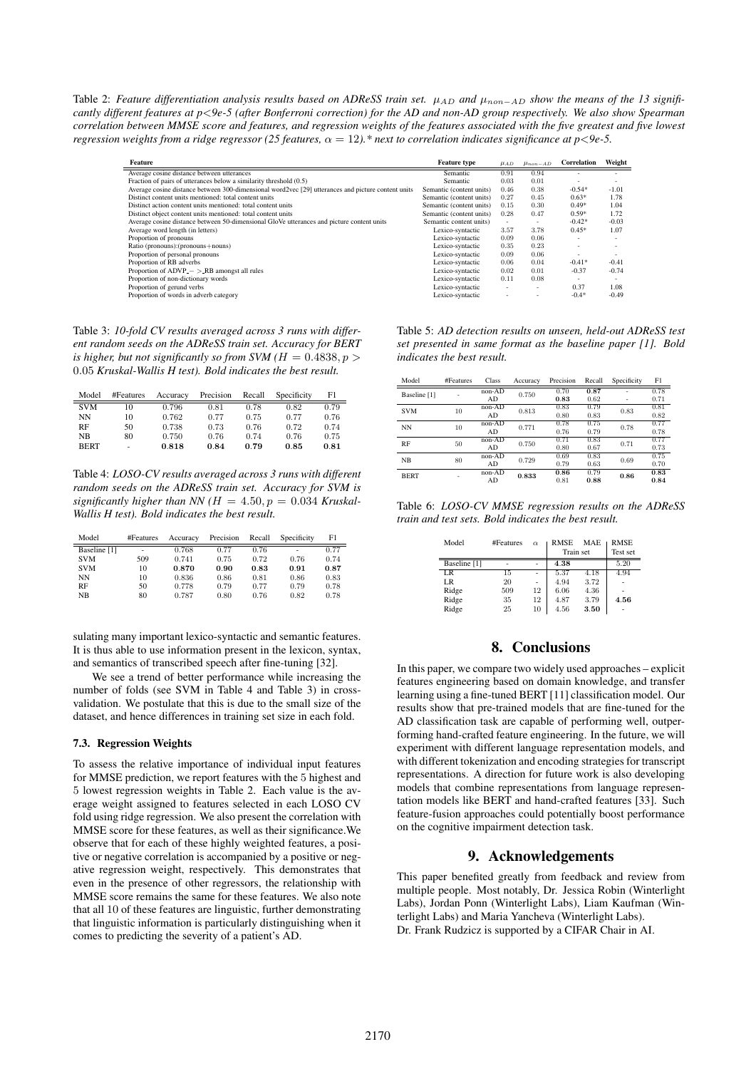Table 2: *Feature differentiation analysis results based on ADReSS train set. $\mu_{AD}$ and $\mu_{non-AD}$ show the means of the 13 significantly different features at p<9e-5 (after Bonferroni correction) for the AD and non-AD group respectively. We also show Spearman correlation between MMSE score and features, and regression weights of the features associated with the five greatest and five lowest regression weights from a ridge regressor (25 features, $\alpha = 12$).* next to correlation indicates significance at p<9e-5.*

| Feature | Feature type | $\mu_{AD}$ | $\mu_{non-AD}$ | Correlation | Weight |
|---|---|---|---|---|---|
| Average cosine distance between utterances | Semantic | 0.91 | 0.94 | - | - |
| Fraction of pairs of utterances below a similarity threshold (0.5) | Semantic | 0.03 | 0.01 | - | - |
| Average cosine distance between 300-dimensional word2vec [29] utterances and picture content units | Semantic (content units) | 0.46 | 0.38 | -0.54* | -1.01 |
| Distinct content units mentioned: total content units | Semantic (content units) | 0.27 | 0.45 | 0.63* | 1.78 |
| Distinct action content units mentioned: total content units | Semantic (content units) | 0.15 | 0.30 | 0.49* | 1.04 |
| Distinct object content units mentioned: total content units | Semantic (content units) | 0.28 | 0.47 | 0.59* | 1.72 |
| Average cosine distance between 50-dimensional GloVe utterances and picture content units | Semantic content units) | - | - | -0.42* | -0.03 |
| Average word length (in letters) | Lexico-syntactic | 3.57 | 3.78 | 0.45* | 1.07 |
| Proportion of pronouns | Lexico-syntactic | 0.09 | 0.06 | - | - |
| Ratio (pronouns):(pronouns+nouns) | Lexico-syntactic | 0.35 | 0.23 | - | - |
| Proportion of personal pronouns | Lexico-syntactic | 0.09 | 0.06 | - | - |
| Proportion of RB adverbs | Lexico-syntactic | 0.06 | 0.04 | -0.41* | -0.41 |
| Proportion of ADVP_− >_RB amongst all rules | Lexico-syntactic | 0.02 | 0.01 | -0.37 | -0.74 |
| Proportion of non-dictionary words | Lexico-syntactic | 0.11 | 0.08 | - | - |
| Proportion of gerund verbs | Lexico-syntactic | - | - | 0.37 | 1.08 |
| Proportion of words in adverb category | Lexico-syntactic | - | - | -0.4* | -0.49 |

Table 3: *10-fold CV results averaged across 3 runs with different random seeds on the ADReSS train set. Accuracy for BERT is higher, but not significantly so from SVM ($H = 0.4838, p > 0.05$ Kruskal-Wallis H test). Bold indicates the best result.*

| Model | #Features | Accuracy | Precision | Recall | Specificity | F1 |
|---|---|---|---|---|---|---|
| SVM | 10 | 0.796 | 0.81 | 0.78 | 0.82 | 0.79 |
| NN | 10 | 0.762 | 0.77 | 0.75 | 0.77 | 0.76 |
| RF | 50 | 0.738 | 0.73 | 0.76 | 0.72 | 0.74 |
| NB | 80 | 0.750 | 0.76 | 0.74 | 0.76 | 0.75 |
| BERT | - | **0.818** | **0.84** | **0.79** | **0.85** | **0.81** |

Table 4: *LOSO-CV results averaged across 3 runs with different random seeds on the ADReSS train set. Accuracy for SVM is significantly higher than NN ($H = 4.50, p = 0.034$ Kruskal-Wallis H test). Bold indicates the best result.*

| Model | #Features | Accuracy | Precision | Recall | Specificity | F1 |
|---|---|---|---|---|---|---|
| Baseline [1] | - | 0.768 | 0.77 | 0.76 | - | 0.77 |
| SVM | 509 | 0.741 | 0.75 | 0.72 | 0.76 | 0.74 |
| SVM | 10 | **0.870** | **0.90** | **0.83** | **0.91** | **0.87** |
| NN | 10 | 0.836 | 0.86 | 0.81 | 0.86 | 0.83 |
| RF | 50 | 0.778 | 0.79 | 0.77 | 0.79 | 0.78 |
| NB | 80 | 0.787 | 0.80 | 0.76 | 0.82 | 0.78 |

sulating many important lexico-syntactic and semantic features. It is thus able to use information present in the lexicon, syntax, and semantics of transcribed speech after fine-tuning [32].

We see a trend of better performance while increasing the number of folds (see SVM in Table 4 and Table 3) in cross-validation. We postulate that this is due to the small size of the dataset, and hence differences in training set size in each fold.

### 7.3. Regression Weights

To assess the relative importance of individual input features for MMSE prediction, we report features with the 5 highest and 5 lowest regression weights in Table 2. Each value is the average weight assigned to features selected in each LOSO CV fold using ridge regression. We also present the correlation with MMSE score for these features, as well as their significance.We observe that for each of these highly weighted features, a positive or negative correlation is accompanied by a positive or negative regression weight, respectively. This demonstrates that even in the presence of other regressors, the relationship with MMSE score remains the same for these features. We also note that all 10 of these features are linguistic, further demonstrating that linguistic information is particularly distinguishing when it comes to predicting the severity of a patient's AD.

Table 5: *AD detection results on unseen, held-out ADReSS test set presented in same format as the baseline paper [1]. Bold indicates the best result.*

| Model | #Features | Class | Accuracy | Precision | Recall | Specificity | F1 |
|---|---|---|---|---|---|---|---|
| Baseline [1] | - | non-AD | 0.750 | 0.70 | **0.87** | - | 0.78 |
| | | AD | | **0.83** | 0.62 | - | 0.71 |
| SVM | 10 | non-AD | 0.813 | 0.83 | 0.79 | 0.83 | 0.81 |
| | | AD | | 0.80 | 0.83 | | 0.82 |
| NN | 10 | non-AD | 0.771 | 0.78 | 0.75 | 0.78 | 0.77 |
| | | AD | | 0.76 | 0.79 | | 0.78 |
| RF | 50 | non-AD | 0.750 | 0.71 | 0.83 | 0.71 | 0.77 |
| | | AD | | 0.80 | 0.67 | | 0.73 |
| NB | 80 | non-AD | 0.729 | 0.69 | 0.83 | 0.69 | 0.75 |
| | | AD | | 0.79 | 0.63 | | 0.70 |
| BERT | - | non-AD | **0.833** | **0.86** | 0.79 | **0.86** | **0.83** |
| | | AD | | 0.81 | **0.88** | | **0.84** |

Table 6: *LOSO-CV MMSE regression results on the ADReSS train and test sets. Bold indicates the best result.*

| Model | #Features | $\alpha$ | RMSE (Train set) | MAE (Train set) | RMSE (Test set) |
|---|---|---|---|---|---|
| Baseline [1] | - | - | 4.38 | | 5.20 |
| LR | 15 | - | 5.37 | 4.18 | 4.94 |
| LR | 20 | - | 4.94 | 3.72 | - |
| Ridge | 509 | 12 | 6.06 | 4.36 | - |
| Ridge | 35 | 12 | 4.87 | 3.79 | **4.56** |
| Ridge | 25 | 10 | 4.56 | **3.50** | - |

## 8. Conclusions

In this paper, we compare two widely used approaches – explicit features engineering based on domain knowledge, and transfer learning using a fine-tuned BERT [11] classification model. Our results show that pre-trained models that are fine-tuned for the AD classification task are capable of performing well, outperforming hand-crafted feature engineering. In the future, we will experiment with different language representation models, and with different tokenization and encoding strategies for transcript representations. A direction for future work is also developing models that combine representations from language representation models like BERT and hand-crafted features [33]. Such feature-fusion approaches could potentially boost performance on the cognitive impairment detection task.

## 9. Acknowledgements

This paper benefited greatly from feedback and review from multiple people. Most notably, Dr. Jessica Robin (Winterlight Labs), Jordan Ponn (Winterlight Labs), Liam Kaufman (Winterlight Labs) and Maria Yancheva (Winterlight Labs).
Dr. Frank Rudzicz is supported by a CIFAR Chair in AI.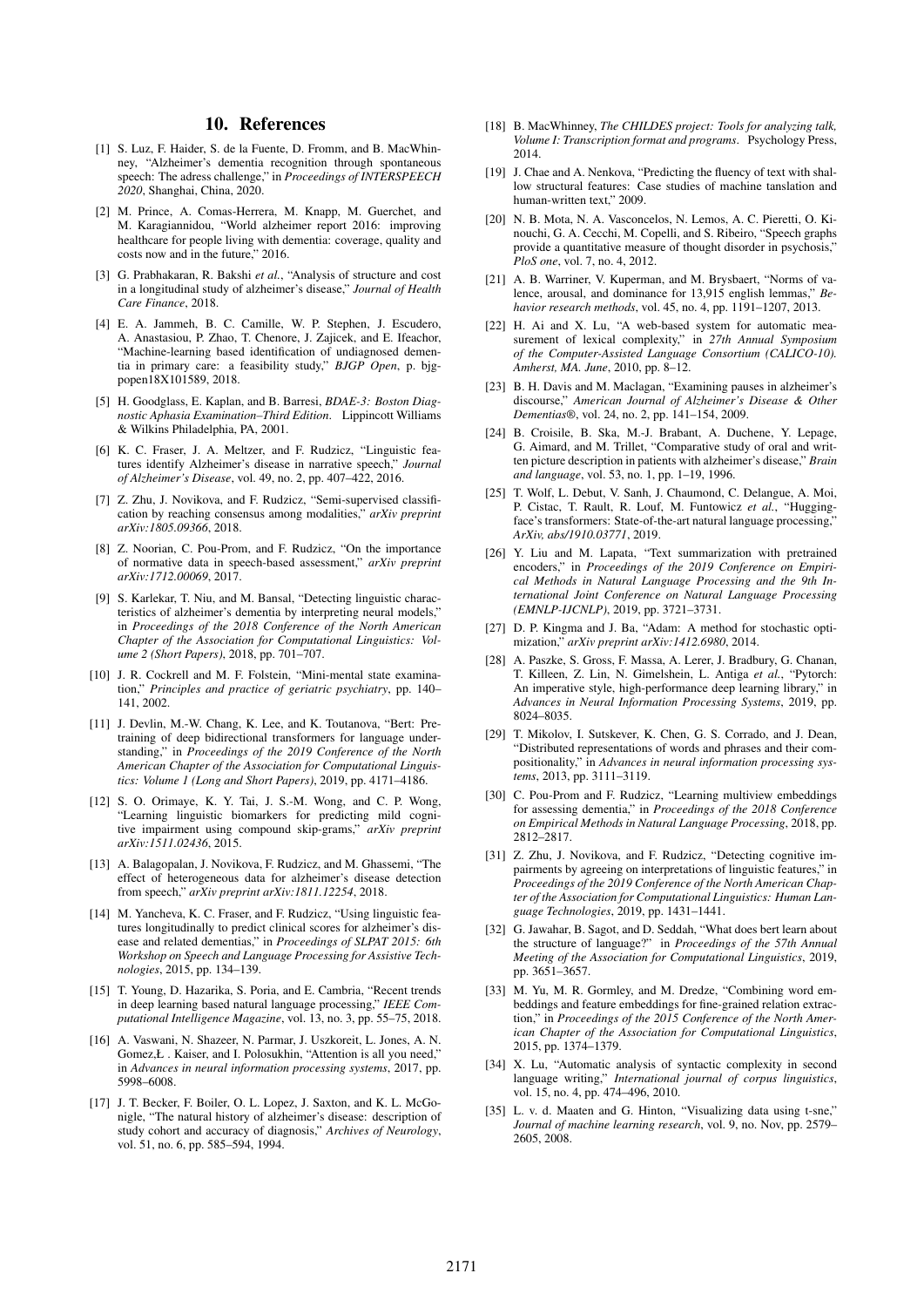## 10. References

[1] S. Luz, F. Haider, S. de la Fuente, D. Fromm, and B. MacWhinney, "Alzheimer's dementia recognition through spontaneous speech: The adress challenge," in *Proceedings of INTERSPEECH 2020*, Shanghai, China, 2020.

[2] M. Prince, A. Comas-Herrera, M. Knapp, M. Guerchet, and M. Karagiannidou, "World alzheimer report 2016: improving healthcare for people living with dementia: coverage, quality and costs now and in the future," 2016.

[3] G. Prabhakaran, R. Bakshi *et al.*, "Analysis of structure and cost in a longitudinal study of alzheimer's disease," *Journal of Health Care Finance*, 2018.

[4] E. A. Jammeh, B. C. Camille, W. P. Stephen, J. Escudero, A. Anastasiou, P. Zhao, T. Chenore, J. Zajicek, and E. Ifeachor, "Machine-learning based identification of undiagnosed dementia in primary care: a feasibility study," *BJGP Open*, p. bjgpopen18X101589, 2018.

[5] H. Goodglass, E. Kaplan, and B. Barresi, *BDAE-3: Boston Diagnostic Aphasia Examination–Third Edition*. Lippincott Williams & Wilkins Philadelphia, PA, 2001.

[6] K. C. Fraser, J. A. Meltzer, and F. Rudzicz, "Linguistic features identify Alzheimer's disease in narrative speech," *Journal of Alzheimer's Disease*, vol. 49, no. 2, pp. 407–422, 2016.

[7] Z. Zhu, J. Novikova, and F. Rudzicz, "Semi-supervised classification by reaching consensus among modalities," *arXiv preprint arXiv:1805.09366*, 2018.

[8] Z. Noorian, C. Pou-Prom, and F. Rudzicz, "On the importance of normative data in speech-based assessment," *arXiv preprint arXiv:1712.00069*, 2017.

[9] S. Karlekar, T. Niu, and M. Bansal, "Detecting linguistic characteristics of alzheimer's dementia by interpreting neural models," in *Proceedings of the 2018 Conference of the North American Chapter of the Association for Computational Linguistics: Volume 2 (Short Papers)*, 2018, pp. 701–707.

[10] J. R. Cockrell and M. F. Folstein, "Mini-mental state examination," *Principles and practice of geriatric psychiatry*, pp. 140–141, 2002.

[11] J. Devlin, M.-W. Chang, K. Lee, and K. Toutanova, "Bert: Pre-training of deep bidirectional transformers for language understanding," in *Proceedings of the 2019 Conference of the North American Chapter of the Association for Computational Linguistics: Volume 1 (Long and Short Papers)*, 2019, pp. 4171–4186.

[12] S. O. Orimaye, K. Y. Tai, J. S.-M. Wong, and C. P. Wong, "Learning linguistic biomarkers for predicting mild cognitive impairment using compound skip-grams," *arXiv preprint arXiv:1511.02436*, 2015.

[13] A. Balagopalan, J. Novikova, F. Rudzicz, and M. Ghassemi, "The effect of heterogeneous data for alzheimer's disease detection from speech," *arXiv preprint arXiv:1811.12254*, 2018.

[14] M. Yancheva, K. C. Fraser, and F. Rudzicz, "Using linguistic features longitudinally to predict clinical scores for alzheimer's disease and related dementias," in *Proceedings of SLPAT 2015: 6th Workshop on Speech and Language Processing for Assistive Technologies*, 2015, pp. 134–139.

[15] T. Young, D. Hazarika, S. Poria, and E. Cambria, "Recent trends in deep learning based natural language processing," *IEEE Computational Intelligence Magazine*, vol. 13, no. 3, pp. 55–75, 2018.

[16] A. Vaswani, N. Shazeer, N. Parmar, J. Uszkoreit, L. Jones, A. N. Gomez,Ł. Kaiser, and I. Polosukhin, "Attention is all you need," in *Advances in neural information processing systems*, 2017, pp. 5998–6008.

[17] J. T. Becker, F. Boiler, O. L. Lopez, J. Saxton, and K. L. McGonigle, "The natural history of alzheimer's disease: description of study cohort and accuracy of diagnosis," *Archives of Neurology*, vol. 51, no. 6, pp. 585–594, 1994.

[18] B. MacWhinney, *The CHILDES project: Tools for analyzing talk, Volume I: Transcription format and programs*. Psychology Press, 2014.

[19] J. Chae and A. Nenkova, "Predicting the fluency of text with shallow structural features: Case studies of machine tanslation and human-written text," 2009.

[20] N. B. Mota, N. A. Vasconcelos, N. Lemos, A. C. Pieretti, O. Kinouchi, G. A. Cecchi, M. Copelli, and S. Ribeiro, "Speech graphs provide a quantitative measure of thought disorder in psychosis," *PloS one*, vol. 7, no. 4, 2012.

[21] A. B. Warriner, V. Kuperman, and M. Brysbaert, "Norms of valence, arousal, and dominance for 13,915 english lemmas," *Behavior research methods*, vol. 45, no. 4, pp. 1191–1207, 2013.

[22] H. Ai and X. Lu, "A web-based system for automatic measurement of lexical complexity," in *27th Annual Symposium of the Computer-Assisted Language Consortium (CALICO-10). Amherst, MA. June*, 2010, pp. 8–12.

[23] B. H. Davis and M. Maclagan, "Examining pauses in alzheimer's discourse," *American Journal of Alzheimer's Disease & Other Dementias®*, vol. 24, no. 2, pp. 141–154, 2009.

[24] B. Croisile, B. Ska, M.-J. Brabant, A. Duchene, Y. Lepage, G. Aimard, and M. Trillet, "Comparative study of oral and written picture description in patients with alzheimer's disease," *Brain and language*, vol. 53, no. 1, pp. 1–19, 1996.

[25] T. Wolf, L. Debut, V. Sanh, J. Chaumond, C. Delangue, A. Moi, P. Cistac, T. Rault, R. Louf, M. Funtowicz *et al.*, "Huggingface's transformers: State-of-the-art natural language processing," *ArXiv, abs/1910.03771*, 2019.

[26] Y. Liu and M. Lapata, "Text summarization with pretrained encoders," in *Proceedings of the 2019 Conference on Empirical Methods in Natural Language Processing and the 9th International Joint Conference on Natural Language Processing (EMNLP-IJCNLP)*, 2019, pp. 3721–3731.

[27] D. P. Kingma and J. Ba, "Adam: A method for stochastic optimization," *arXiv preprint arXiv:1412.6980*, 2014.

[28] A. Paszke, S. Gross, F. Massa, A. Lerer, J. Bradbury, G. Chanan, T. Killeen, Z. Lin, N. Gimelshein, L. Antiga *et al.*, "Pytorch: An imperative style, high-performance deep learning library," in *Advances in Neural Information Processing Systems*, 2019, pp. 8024–8035.

[29] T. Mikolov, I. Sutskever, K. Chen, G. S. Corrado, and J. Dean, "Distributed representations of words and phrases and their compositionality," in *Advances in neural information processing systems*, 2013, pp. 3111–3119.

[30] C. Pou-Prom and F. Rudzicz, "Learning multiview embeddings for assessing dementia," in *Proceedings of the 2018 Conference on Empirical Methods in Natural Language Processing*, 2018, pp. 2812–2817.

[31] Z. Zhu, J. Novikova, and F. Rudzicz, "Detecting cognitive impairments by agreeing on interpretations of linguistic features," in *Proceedings of the 2019 Conference of the North American Chapter of the Association for Computational Linguistics: Human Language Technologies*, 2019, pp. 1431–1441.

[32] G. Jawahar, B. Sagot, and D. Seddah, "What does bert learn about the structure of language?" in *Proceedings of the 57th Annual Meeting of the Association for Computational Linguistics*, 2019, pp. 3651–3657.

[33] M. Yu, M. R. Gormley, and M. Dredze, "Combining word embeddings and feature embeddings for fine-grained relation extraction," in *Proceedings of the 2015 Conference of the North American Chapter of the Association for Computational Linguistics*, 2015, pp. 1374–1379.

[34] X. Lu, "Automatic analysis of syntactic complexity in second language writing," *International journal of corpus linguistics*, vol. 15, no. 4, pp. 474–496, 2010.

[35] L. v. d. Maaten and G. Hinton, "Visualizing data using t-sne," *Journal of machine learning research*, vol. 9, no. Nov, pp. 2579–2605, 2008.